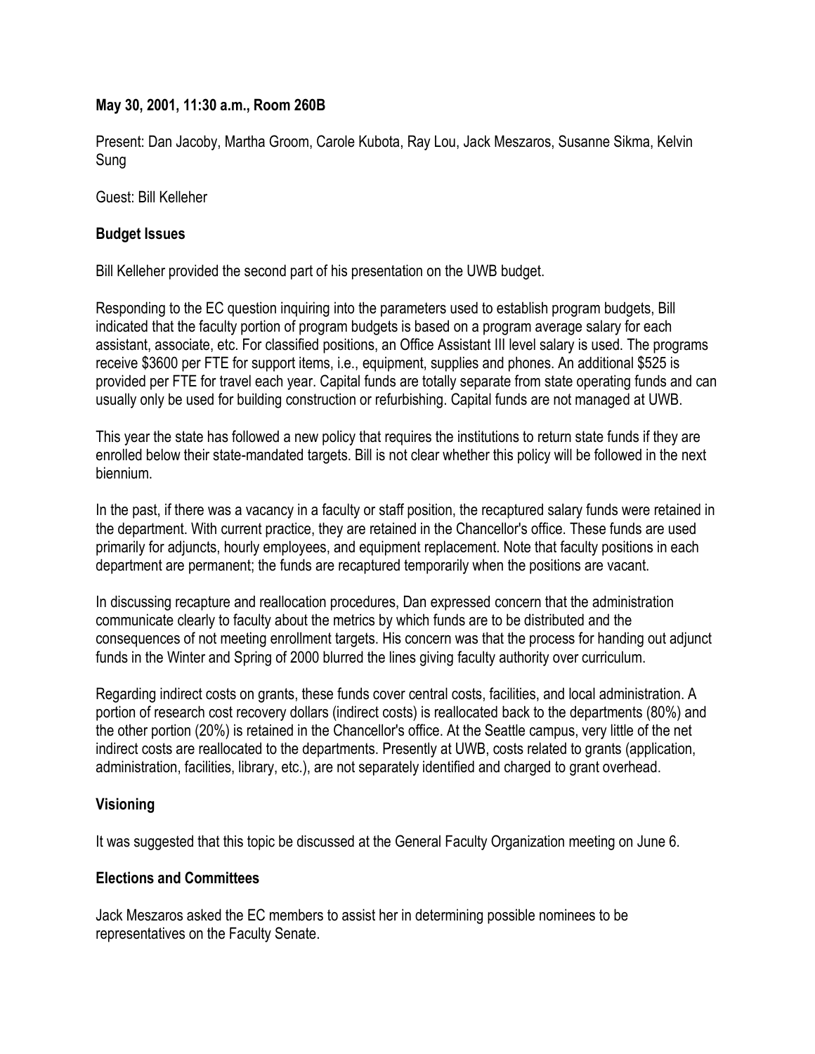**May 30, 2001, 11:30 a.m., Room 260B**

Present: Dan Jacoby, Martha Groom, Carole Kubota, Ray Lou, Jack Meszaros, Susanne Sikma, Kelvin Sung

Guest: Bill Kelleher

**Budget Issues**

Bill Kelleher provided the second part of his presentation on the UWB budget.

Responding to the EC question inquiring into the parameters used to establish program budgets, Bill indicated that the faculty portion of program budgets is based on a program average salary for each assistant, associate, etc. For classified positions, an Office Assistant III level salary is used. The programs receive $3600 per FTE for support items, i.e., equipment, supplies and phones. An additional $525 is provided per FTE for travel each year. Capital funds are totally separate from state operating funds and can usually only be used for building construction or refurbishing. Capital funds are not managed at UWB.

This year the state has followed a new policy that requires the institutions to return state funds if they are enrolled below their state-mandated targets. Bill is not clear whether this policy will be followed in the next biennium.

In the past, if there was a vacancy in a faculty or staff position, the recaptured salary funds were retained in the department. With current practice, they are retained in the Chancellor's office. These funds are used primarily for adjuncts, hourly employees, and equipment replacement. Note that faculty positions in each department are permanent; the funds are recaptured temporarily when the positions are vacant.

In discussing recapture and reallocation procedures, Dan expressed concern that the administration communicate clearly to faculty about the metrics by which funds are to be distributed and the consequences of not meeting enrollment targets. His concern was that the process for handing out adjunct funds in the Winter and Spring of 2000 blurred the lines giving faculty authority over curriculum.

Regarding indirect costs on grants, these funds cover central costs, facilities, and local administration. A portion of research cost recovery dollars (indirect costs) is reallocated back to the departments (80%) and the other portion (20%) is retained in the Chancellor's office. At the Seattle campus, very little of the net indirect costs are reallocated to the departments. Presently at UWB, costs related to grants (application, administration, facilities, library, etc.), are not separately identified and charged to grant overhead.

**Visioning**

It was suggested that this topic be discussed at the General Faculty Organization meeting on June 6.

**Elections and Committees**

Jack Meszaros asked the EC members to assist her in determining possible nominees to be representatives on the Faculty Senate.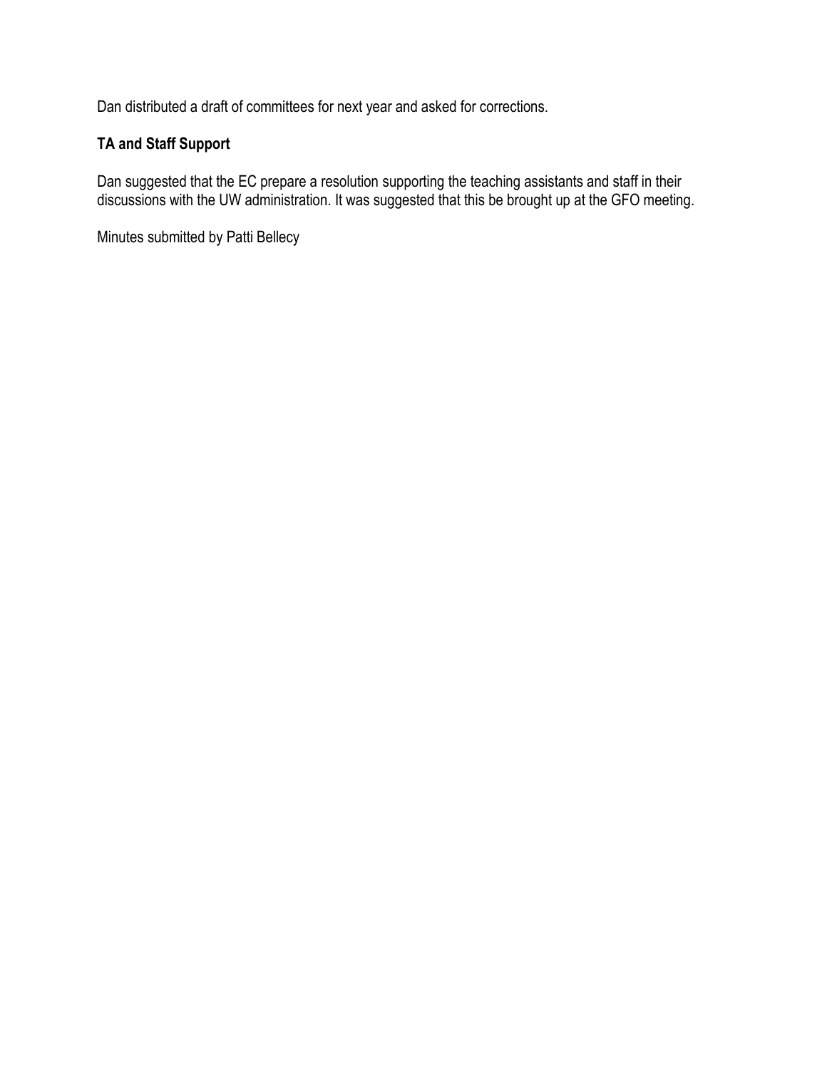Dan distributed a draft of committees for next year and asked for corrections.

**TA and Staff Support**

Dan suggested that the EC prepare a resolution supporting the teaching assistants and staff in their discussions with the UW administration. It was suggested that this be brought up at the GFO meeting.

Minutes submitted by Patti Bellecy